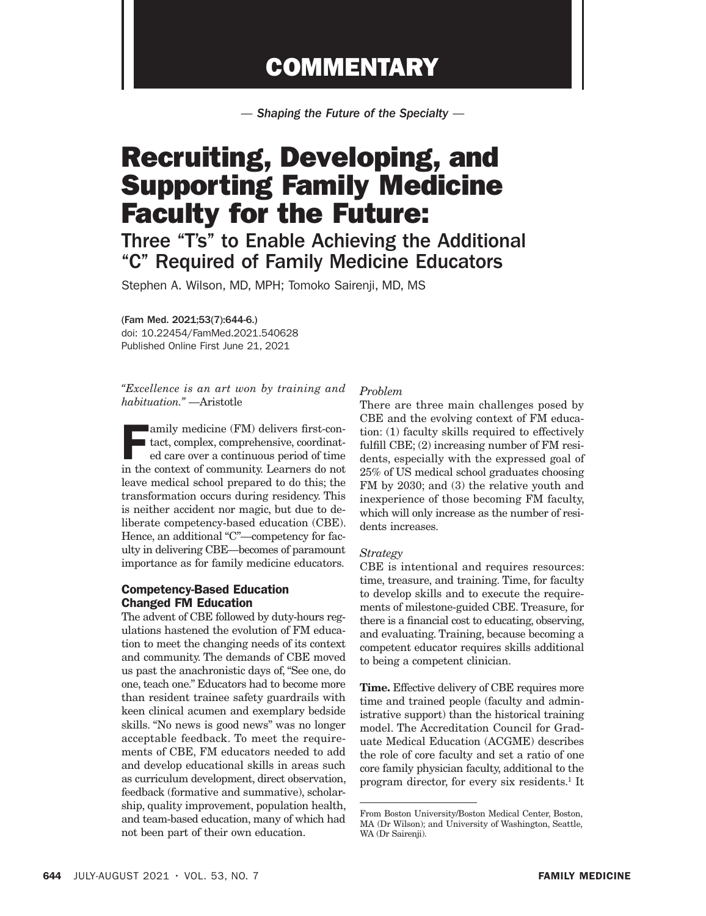COMMENTARY

— *Shaping the Future of the Specialty* —

# Recruiting, Developing, and Supporting Family Medicine Faculty for the Future:

## Three "T's" to Enable Achieving the Additional "C" Required of Family Medicine Educators

Stephen A. Wilson, MD, MPH; Tomoko Sairenji, MD, MS

(Fam Med. 2021;53(7):644-6.)
doi: 10.22454/FamMed.2021.540628
Published Online First June 21, 2021

*"Excellence is an art won by training and habituation."* —Aristotle

Family medicine (FM) delivers first-contact, complex, comprehensive, coordinated care over a continuous period of time in the context of community. Learners do not leave medical school prepared to do this; the transformation occurs during residency. This is neither accident nor magic, but due to deliberate competency-based education (CBE). Hence, an additional "C"—competency for faculty in delivering CBE—becomes of paramount importance as for family medicine educators.

### Competency-Based Education Changed FM Education

The advent of CBE followed by duty-hours regulations hastened the evolution of FM education to meet the changing needs of its context and community. The demands of CBE moved us past the anachronistic days of, "See one, do one, teach one." Educators had to become more than resident trainee safety guardrails with keen clinical acumen and exemplary bedside skills. "No news is good news" was no longer acceptable feedback. To meet the requirements of CBE, FM educators needed to add and develop educational skills in areas such as curriculum development, direct observation, feedback (formative and summative), scholarship, quality improvement, population health, and team-based education, many of which had not been part of their own education.

*Problem*

There are three main challenges posed by CBE and the evolving context of FM education: (1) faculty skills required to effectively fulfill CBE; (2) increasing number of FM residents, especially with the expressed goal of 25% of US medical school graduates choosing FM by 2030; and (3) the relative youth and inexperience of those becoming FM faculty, which will only increase as the number of residents increases.

*Strategy*

CBE is intentional and requires resources: time, treasure, and training. Time, for faculty to develop skills and to execute the requirements of milestone-guided CBE. Treasure, for there is a financial cost to educating, observing, and evaluating. Training, because becoming a competent educator requires skills additional to being a competent clinician.

**Time.** Effective delivery of CBE requires more time and trained people (faculty and administrative support) than the historical training model. The Accreditation Council for Graduate Medical Education (ACGME) describes the role of core faculty and set a ratio of one core family physician faculty, additional to the program director, for every six residents.[1] It

From Boston University/Boston Medical Center, Boston, MA (Dr Wilson); and University of Washington, Seattle, WA (Dr Sairenji).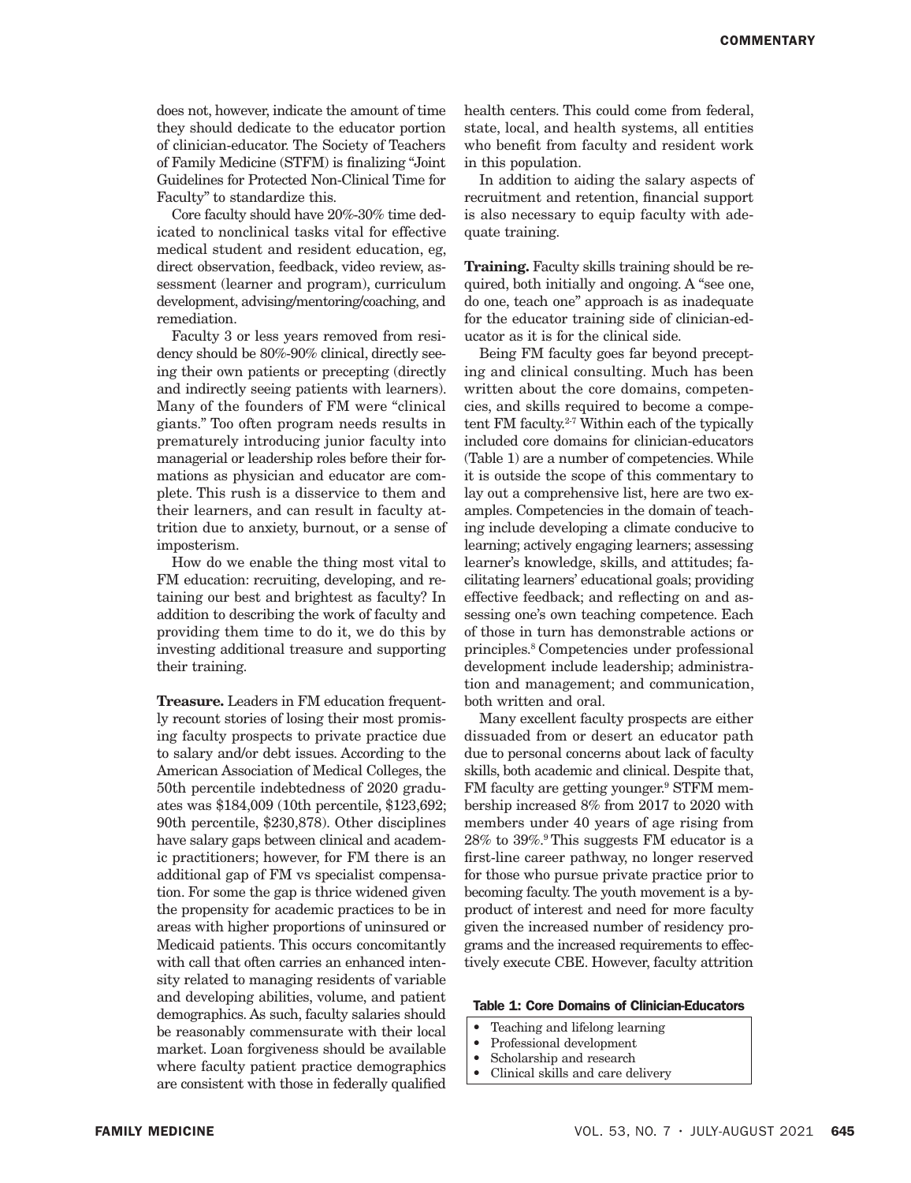does not, however, indicate the amount of time they should dedicate to the educator portion of clinician-educator. The Society of Teachers of Family Medicine (STFM) is finalizing "Joint Guidelines for Protected Non-Clinical Time for Faculty" to standardize this.

Core faculty should have 20%-30% time dedicated to nonclinical tasks vital for effective medical student and resident education, eg, direct observation, feedback, video review, assessment (learner and program), curriculum development, advising/mentoring/coaching, and remediation.

Faculty 3 or less years removed from residency should be 80%-90% clinical, directly seeing their own patients or precepting (directly and indirectly seeing patients with learners). Many of the founders of FM were "clinical giants." Too often program needs results in prematurely introducing junior faculty into managerial or leadership roles before their formations as physician and educator are complete. This rush is a disservice to them and their learners, and can result in faculty attrition due to anxiety, burnout, or a sense of imposterism.

How do we enable the thing most vital to FM education: recruiting, developing, and retaining our best and brightest as faculty? In addition to describing the work of faculty and providing them time to do it, we do this by investing additional treasure and supporting their training.

**Treasure.** Leaders in FM education frequently recount stories of losing their most promising faculty prospects to private practice due to salary and/or debt issues. According to the American Association of Medical Colleges, the 50th percentile indebtedness of 2020 graduates was $184,009 (10th percentile, $123,692; 90th percentile, $230,878). Other disciplines have salary gaps between clinical and academic practitioners; however, for FM there is an additional gap of FM vs specialist compensation. For some the gap is thrice widened given the propensity for academic practices to be in areas with higher proportions of uninsured or Medicaid patients. This occurs concomitantly with call that often carries an enhanced intensity related to managing residents of variable and developing abilities, volume, and patient demographics. As such, faculty salaries should be reasonably commensurate with their local market. Loan forgiveness should be available where faculty patient practice demographics are consistent with those in federally qualified health centers. This could come from federal, state, local, and health systems, all entities who benefit from faculty and resident work in this population.

In addition to aiding the salary aspects of recruitment and retention, financial support is also necessary to equip faculty with adequate training.

**Training.** Faculty skills training should be required, both initially and ongoing. A "see one, do one, teach one" approach is as inadequate for the educator training side of clinician-educator as it is for the clinical side.

Being FM faculty goes far beyond precepting and clinical consulting. Much has been written about the core domains, competencies, and skills required to become a competent FM faculty.[2-7] Within each of the typically included core domains for clinician-educators (Table 1) are a number of competencies. While it is outside the scope of this commentary to lay out a comprehensive list, here are two examples. Competencies in the domain of teaching include developing a climate conducive to learning; actively engaging learners; assessing learner's knowledge, skills, and attitudes; facilitating learners' educational goals; providing effective feedback; and reflecting on and assessing one's own teaching competence. Each of those in turn has demonstrable actions or principles.[8] Competencies under professional development include leadership; administration and management; and communication, both written and oral.

Many excellent faculty prospects are either dissuaded from or desert an educator path due to personal concerns about lack of faculty skills, both academic and clinical. Despite that, FM faculty are getting younger.[9] STFM membership increased 8% from 2017 to 2020 with members under 40 years of age rising from 28% to 39%.[9] This suggests FM educator is a first-line career pathway, no longer reserved for those who pursue private practice prior to becoming faculty. The youth movement is a byproduct of interest and need for more faculty given the increased number of residency programs and the increased requirements to effectively execute CBE. However, faculty attrition

**Table 1: Core Domains of Clinician-Educators**

- Teaching and lifelong learning
- Professional development
- Scholarship and research
- Clinical skills and care delivery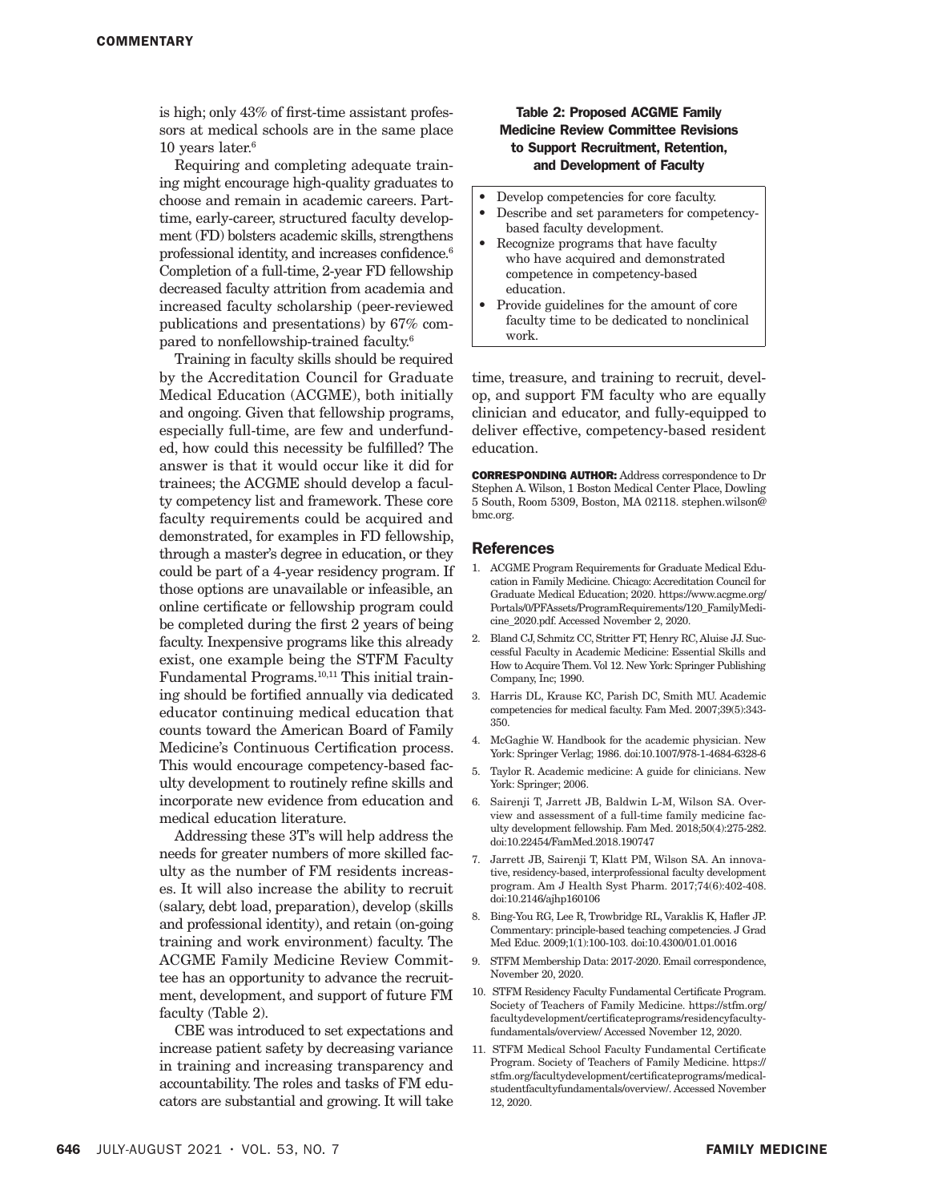is high; only 43% of first-time assistant professors at medical schools are in the same place 10 years later.[6]

Requiring and completing adequate training might encourage high-quality graduates to choose and remain in academic careers. Part-time, early-career, structured faculty development (FD) bolsters academic skills, strengthens professional identity, and increases confidence.[6] Completion of a full-time, 2-year FD fellowship decreased faculty attrition from academia and increased faculty scholarship (peer-reviewed publications and presentations) by 67% compared to nonfellowship-trained faculty.[6]

Training in faculty skills should be required by the Accreditation Council for Graduate Medical Education (ACGME), both initially and ongoing. Given that fellowship programs, especially full-time, are few and underfunded, how could this necessity be fulfilled? The answer is that it would occur like it did for trainees; the ACGME should develop a faculty competency list and framework. These core faculty requirements could be acquired and demonstrated, for examples in FD fellowship, through a master's degree in education, or they could be part of a 4-year residency program. If those options are unavailable or infeasible, an online certificate or fellowship program could be completed during the first 2 years of being faculty. Inexpensive programs like this already exist, one example being the STFM Faculty Fundamental Programs.[10,11] This initial training should be fortified annually via dedicated educator continuing medical education that counts toward the American Board of Family Medicine's Continuous Certification process. This would encourage competency-based faculty development to routinely refine skills and incorporate new evidence from education and medical education literature.

Addressing these 3T's will help address the needs for greater numbers of more skilled faculty as the number of FM residents increases. It will also increase the ability to recruit (salary, debt load, preparation), develop (skills and professional identity), and retain (on-going training and work environment) faculty. The ACGME Family Medicine Review Committee has an opportunity to advance the recruitment, development, and support of future FM faculty (Table 2).

CBE was introduced to set expectations and increase patient safety by decreasing variance in training and increasing transparency and accountability. The roles and tasks of FM educators are substantial and growing. It will take time, treasure, and training to recruit, develop, and support FM faculty who are equally clinician and educator, and fully-equipped to deliver effective, competency-based resident education.

**Table 2: Proposed ACGME Family Medicine Review Committee Revisions to Support Recruitment, Retention, and Development of Faculty**

- Develop competencies for core faculty.
- Describe and set parameters for competency-based faculty development.
- Recognize programs that have faculty who have acquired and demonstrated competence in competency-based education.
- Provide guidelines for the amount of core faculty time to be dedicated to nonclinical work.

**CORRESPONDING AUTHOR:** Address correspondence to Dr Stephen A. Wilson, 1 Boston Medical Center Place, Dowling 5 South, Room 5309, Boston, MA 02118. stephen.wilson@bmc.org.

## References

1. ACGME Program Requirements for Graduate Medical Education in Family Medicine. Chicago: Accreditation Council for Graduate Medical Education; 2020. https://www.acgme.org/Portals/0/PFAssets/ProgramRequirements/120_FamilyMedicine_2020.pdf. Accessed November 2, 2020.
2. Bland CJ, Schmitz CC, Stritter FT, Henry RC, Aluise JJ. Successful Faculty in Academic Medicine: Essential Skills and How to Acquire Them. Vol 12. New York: Springer Publishing Company, Inc; 1990.
3. Harris DL, Krause KC, Parish DC, Smith MU. Academic competencies for medical faculty. Fam Med. 2007;39(5):343-350.
4. McGaghie W. Handbook for the academic physician. New York: Springer Verlag; 1986. doi:10.1007/978-1-4684-6328-6
5. Taylor R. Academic medicine: A guide for clinicians. New York: Springer; 2006.
6. Sairenji T, Jarrett JB, Baldwin L-M, Wilson SA. Overview and assessment of a full-time family medicine faculty development fellowship. Fam Med. 2018;50(4):275-282. doi:10.22454/FamMed.2018.190747
7. Jarrett JB, Sairenji T, Klatt PM, Wilson SA. An innovative, residency-based, interprofessional faculty development program. Am J Health Syst Pharm. 2017;74(6):402-408. doi:10.2146/ajhp160106
8. Bing-You RG, Lee R, Trowbridge RL, Varaklis K, Hafler JP. Commentary: principle-based teaching competencies. J Grad Med Educ. 2009;1(1):100-103. doi:10.4300/01.01.0016
9. STFM Membership Data: 2017-2020. Email correspondence, November 20, 2020.
10. STFM Residency Faculty Fundamental Certificate Program. Society of Teachers of Family Medicine. https://stfm.org/facultydevelopment/certificateprograms/residencyfacultyfundamentals/overview/ Accessed November 12, 2020.
11. STFM Medical School Faculty Fundamental Certificate Program. Society of Teachers of Family Medicine. https://stfm.org/facultydevelopment/certificateprograms/medicalstudentfacultyfundamentals/overview/. Accessed November 12, 2020.